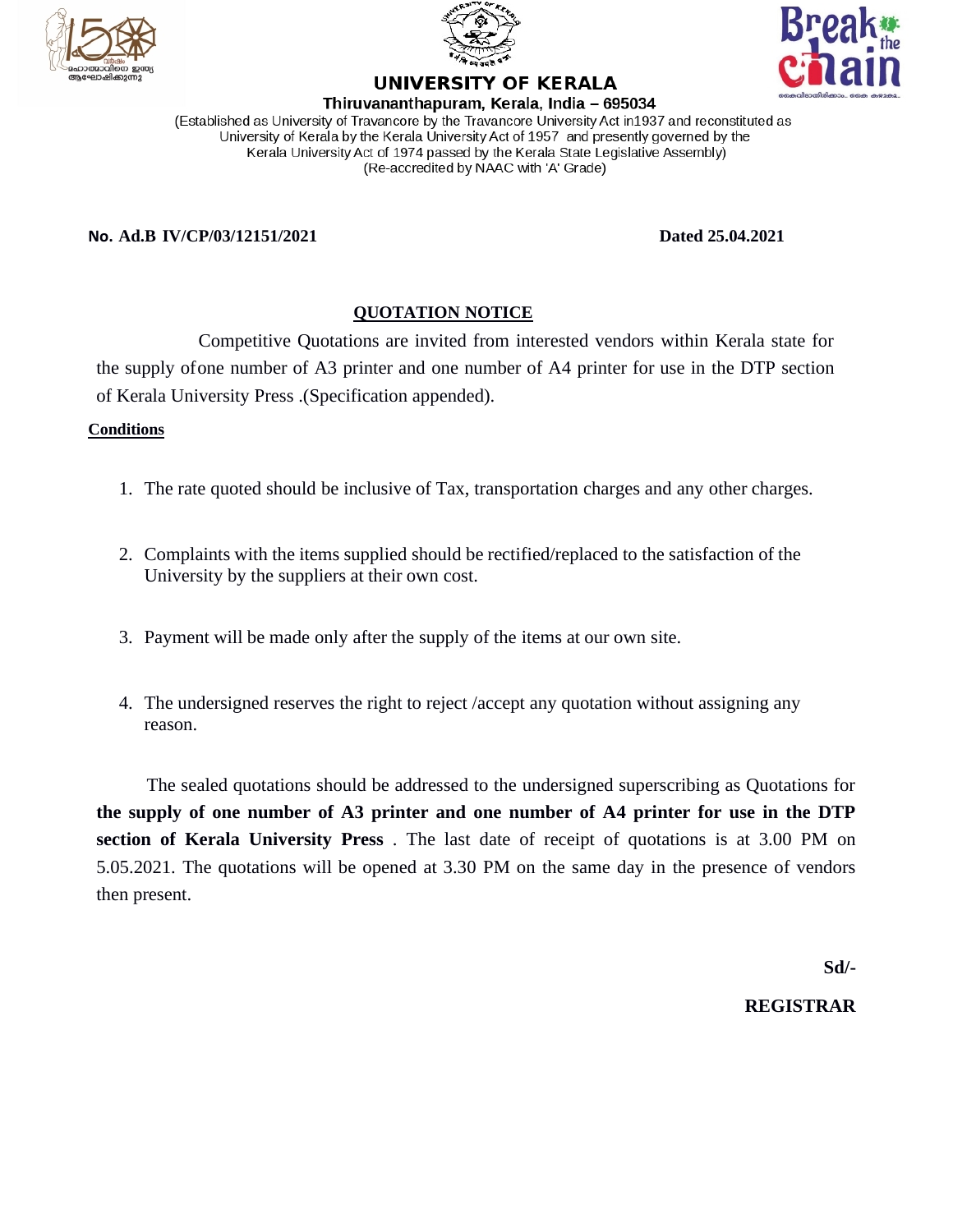# UNIVERSITY OF KERALA

**Thiruvananthapuram, Kerala, India – 695034**

(Established as University of Travancore by the Travancore University Act in1937 and reconstituted as University of Kerala by the Kerala University Act of 1957 and presently governed by the Kerala University Act of 1974 passed by the Kerala State Legislative Assembly)

(Re-accredited by NAAC with 'A' Grade)

**No. Ad.B IV/CP/03/12151/2021** **Dated 25.04.2021**

## QUOTATION NOTICE

Competitive Quotations are invited from interested vendors within Kerala state for the supply ofone number of A3 printer and one number of A4 printer for use in the DTP section of Kerala University Press .(Specification appended).

**Conditions**

1. The rate quoted should be inclusive of Tax, transportation charges and any other charges.
2. Complaints with the items supplied should be rectified/replaced to the satisfaction of the University by the suppliers at their own cost.
3. Payment will be made only after the supply of the items at our own site.
4. The undersigned reserves the right to reject /accept any quotation without assigning any reason.

The sealed quotations should be addressed to the undersigned superscribing as Quotations for **the supply of one number of A3 printer and one number of A4 printer for use in the DTP section of Kerala University Press** . The last date of receipt of quotations is at 3.00 PM on 5.05.2021. The quotations will be opened at 3.30 PM on the same day in the presence of vendors then present.

**Sd/-**

**REGISTRAR**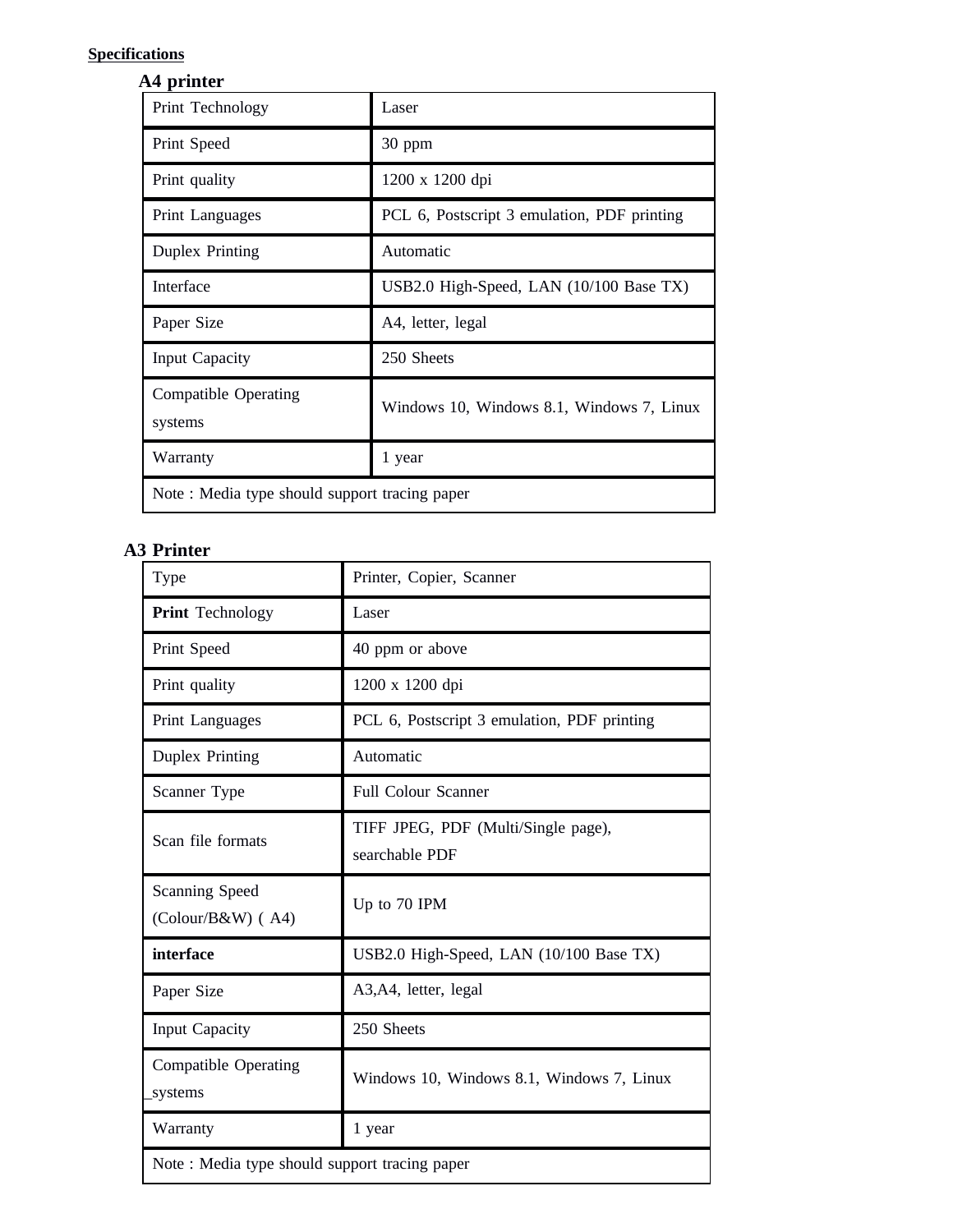**Specifications**

### A4 printer

| | |
|---|---|
| Print Technology | Laser |
| Print Speed | 30 ppm |
| Print quality | 1200 x 1200 dpi |
| Print Languages | PCL 6, Postscript 3 emulation, PDF printing |
| Duplex Printing | Automatic |
| Interface | USB2.0 High-Speed, LAN (10/100 Base TX) |
| Paper Size | A4, letter, legal |
| Input Capacity | 250 Sheets |
| Compatible Operating systems | Windows 10, Windows 8.1, Windows 7, Linux |
| Warranty | 1 year |
| Note : Media type should support tracing paper | |

### A3 Printer

| | |
|---|---|
| Type | Printer, Copier, Scanner |
| **Print** Technology | Laser |
| Print Speed | 40 ppm or above |
| Print quality | 1200 x 1200 dpi |
| Print Languages | PCL 6, Postscript 3 emulation, PDF printing |
| Duplex Printing | Automatic |
| Scanner Type | Full Colour Scanner |
| Scan file formats | TIFF JPEG, PDF (Multi/Single page), searchable PDF |
| Scanning Speed (Colour/B&W) ( A4) | Up to 70 IPM |
| **interface** | USB2.0 High-Speed, LAN (10/100 Base TX) |
| Paper Size | A3,A4, letter, legal |
| Input Capacity | 250 Sheets |
| Compatible Operating systems | Windows 10, Windows 8.1, Windows 7, Linux |
| Warranty | 1 year |
| Note : Media type should support tracing paper | |